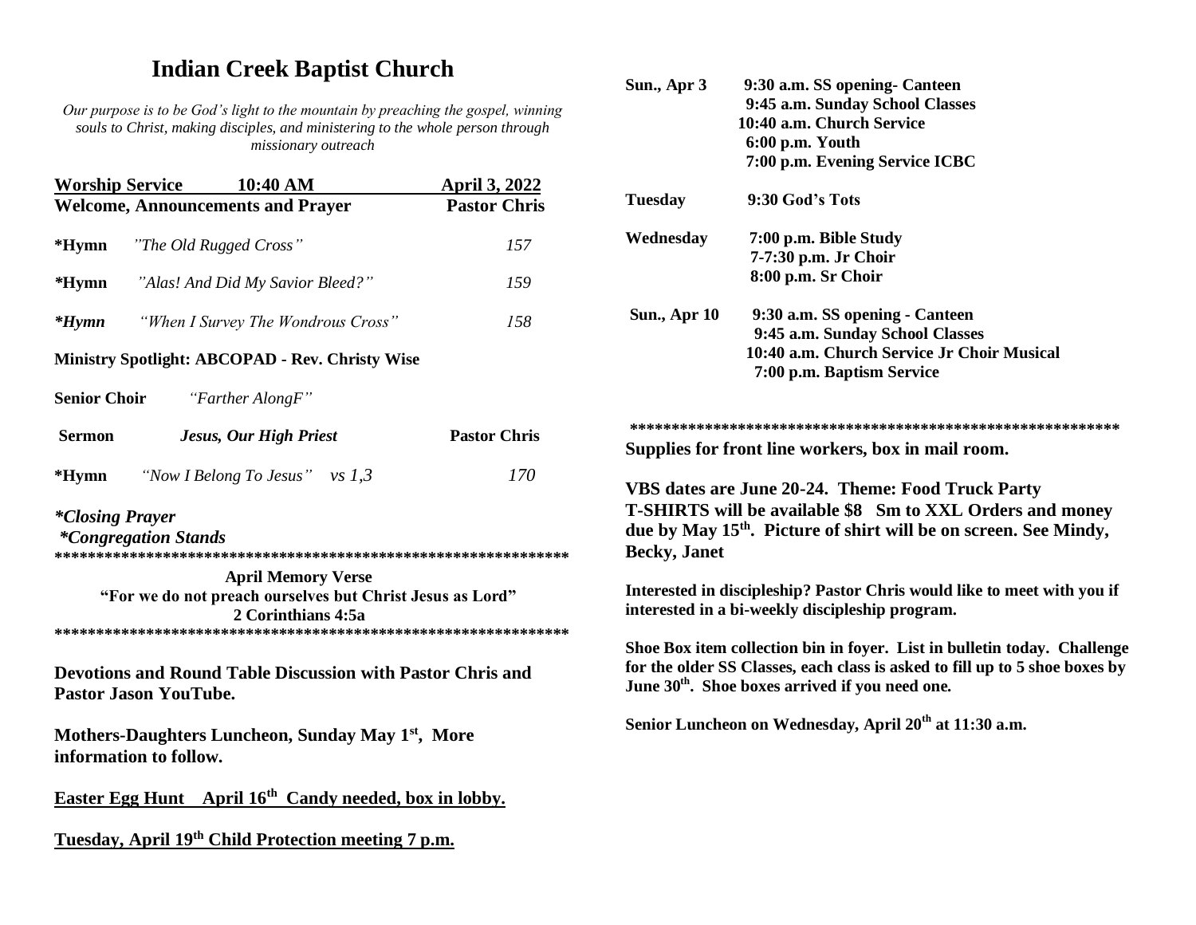# Indian Creek Baptist Church

*Our purpose is to be God's light to the mountain by preaching the gospel, winning souls to Christ, making disciples, and ministering to the whole person through missionary outreach*

**Worship Service 10:40 AM April 3, 2022**

**Welcome, Announcements and Prayer** — **Pastor Chris**

**\*Hymn** *"The Old Rugged Cross"* — *157*

**\*Hymn** *"Alas! And Did My Savior Bleed?"* — *159*

***\*Hymn*** *"When I Survey The Wondrous Cross"* — *158*

**Ministry Spotlight: ABCOPAD - Rev. Christy Wise**

**Senior Choir** *"Farther AlongF"*

**Sermon** ***Jesus, Our High Priest*** — **Pastor Chris**

**\*Hymn** *"Now I Belong To Jesus" vs 1,3* — *170*

***\*Closing Prayer***
***\*Congregation Stands***

***************************************************************

**April Memory Verse**
**"For we do not preach ourselves but Christ Jesus as Lord"**
**2 Corinthians 4:5a**

***************************************************************

**Devotions and Round Table Discussion with Pastor Chris and Pastor Jason YouTube.**

**Mothers-Daughters Luncheon, Sunday May 1st, More information to follow.**

**Easter Egg Hunt April 16th Candy needed, box in lobby.**

**Tuesday, April 19th Child Protection meeting 7 p.m.**

**Sun., Apr 3**
- **9:30 a.m. SS opening- Canteen**
- **9:45 a.m. Sunday School Classes**
- **10:40 a.m. Church Service**
- **6:00 p.m. Youth**
- **7:00 p.m. Evening Service ICBC**

**Tuesday**
- **9:30 God's Tots**

**Wednesday**
- **7:00 p.m. Bible Study**
- **7-7:30 p.m. Jr Choir**
- **8:00 p.m. Sr Choir**

**Sun., Apr 10**
- **9:30 a.m. SS opening - Canteen**
- **9:45 a.m. Sunday School Classes**
- **10:40 a.m. Church Service Jr Choir Musical**
- **7:00 p.m. Baptism Service**

***********************************************************

**Supplies for front line workers, box in mail room.**

**VBS dates are June 20-24. Theme: Food Truck Party**
**T-SHIRTS will be available $8 Sm to XXL Orders and money due by May 15th. Picture of shirt will be on screen. See Mindy, Becky, Janet**

**Interested in discipleship? Pastor Chris would like to meet with you if interested in a bi-weekly discipleship program.**

**Shoe Box item collection bin in foyer. List in bulletin today. Challenge for the older SS Classes, each class is asked to fill up to 5 shoe boxes by June 30th. Shoe boxes arrived if you need one.**

**Senior Luncheon on Wednesday, April 20th at 11:30 a.m.**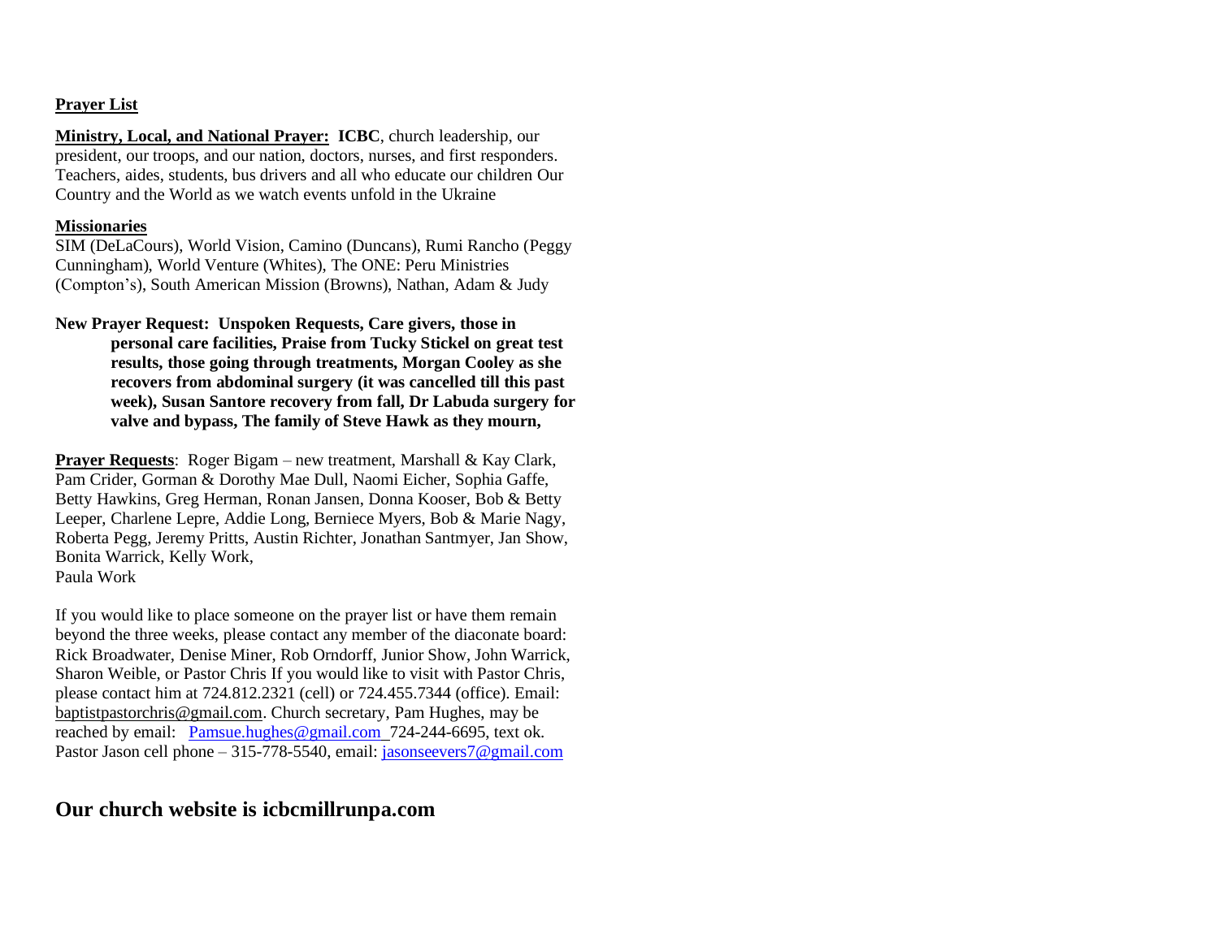**Prayer List**

**Ministry, Local, and National Prayer:** **ICBC**, church leadership, our president, our troops, and our nation, doctors, nurses, and first responders. Teachers, aides, students, bus drivers and all who educate our children Our Country and the World as we watch events unfold in the Ukraine

**Missionaries**

SIM (DeLaCours), World Vision, Camino (Duncans), Rumi Rancho (Peggy Cunningham), World Venture (Whites), The ONE: Peru Ministries (Compton's), South American Mission (Browns), Nathan, Adam & Judy

**New Prayer Request: Unspoken Requests, Care givers, those in personal care facilities, Praise from Tucky Stickel on great test results, those going through treatments, Morgan Cooley as she recovers from abdominal surgery (it was cancelled till this past week), Susan Santore recovery from fall, Dr Labuda surgery for valve and bypass, The family of Steve Hawk as they mourn,**

**Prayer Requests**: Roger Bigam – new treatment, Marshall & Kay Clark, Pam Crider, Gorman & Dorothy Mae Dull, Naomi Eicher, Sophia Gaffe, Betty Hawkins, Greg Herman, Ronan Jansen, Donna Kooser, Bob & Betty Leeper, Charlene Lepre, Addie Long, Berniece Myers, Bob & Marie Nagy, Roberta Pegg, Jeremy Pritts, Austin Richter, Jonathan Santmyer, Jan Show, Bonita Warrick, Kelly Work,
Paula Work

If you would like to place someone on the prayer list or have them remain beyond the three weeks, please contact any member of the diaconate board: Rick Broadwater, Denise Miner, Rob Orndorff, Junior Show, John Warrick, Sharon Weible, or Pastor Chris If you would like to visit with Pastor Chris, please contact him at 724.812.2321 (cell) or 724.455.7344 (office). Email: baptistpastorchris@gmail.com. Church secretary, Pam Hughes, may be reached by email: Pamsue.hughes@gmail.com 724-244-6695, text ok. Pastor Jason cell phone – 315-778-5540, email: jasonseevers7@gmail.com

## Our church website is icbcmillrunpa.com